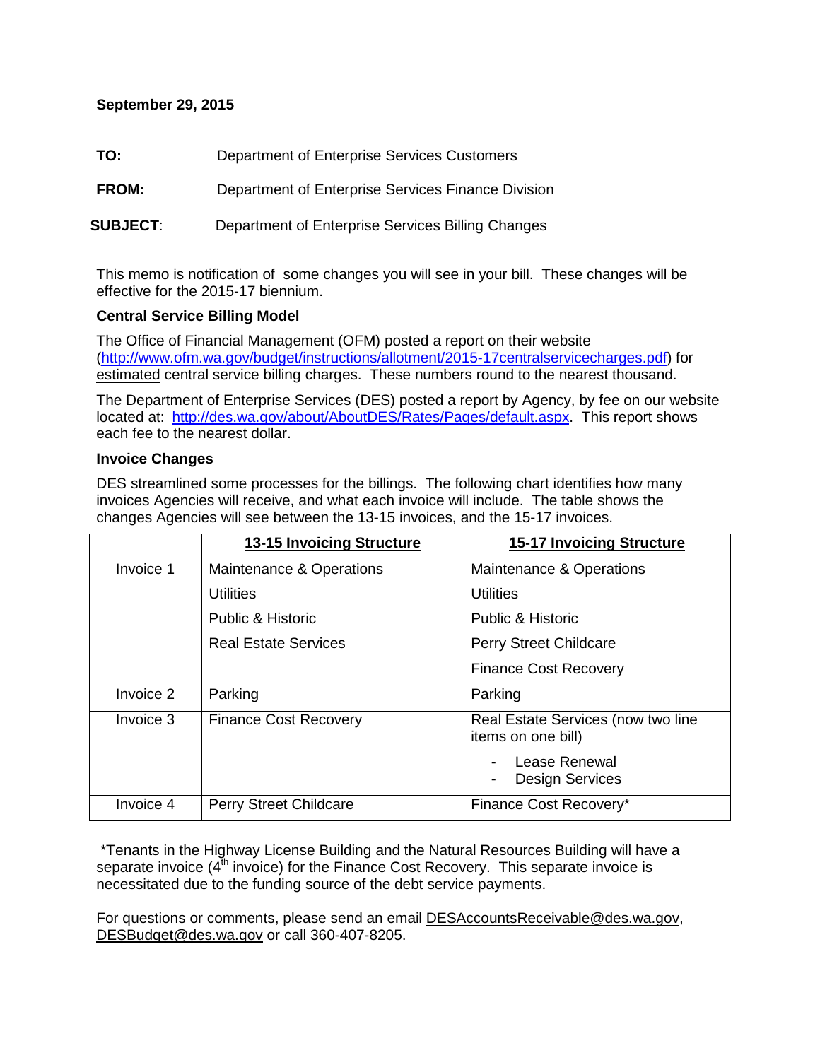**September 29, 2015**

**TO:** Department of Enterprise Services Customers

**FROM:** Department of Enterprise Services Finance Division

**SUBJECT**: Department of Enterprise Services Billing Changes

This memo is notification of some changes you will see in your bill. These changes will be effective for the 2015-17 biennium.

**Central Service Billing Model**

The Office of Financial Management (OFM) posted a report on their website (http://www.ofm.wa.gov/budget/instructions/allotment/2015-17centralservicecharges.pdf) for estimated central service billing charges. These numbers round to the nearest thousand.

The Department of Enterprise Services (DES) posted a report by Agency, by fee on our website located at: http://des.wa.gov/about/AboutDES/Rates/Pages/default.aspx. This report shows each fee to the nearest dollar.

**Invoice Changes**

DES streamlined some processes for the billings. The following chart identifies how many invoices Agencies will receive, and what each invoice will include. The table shows the changes Agencies will see between the 13-15 invoices, and the 15-17 invoices.

| | **13-15 Invoicing Structure** | **15-17 Invoicing Structure** |
|---|---|---|
| Invoice 1 | Maintenance & Operations<br>Utilities<br>Public & Historic<br>Real Estate Services | Maintenance & Operations<br>Utilities<br>Public & Historic<br>Perry Street Childcare<br>Finance Cost Recovery |
| Invoice 2 | Parking | Parking |
| Invoice 3 | Finance Cost Recovery | Real Estate Services (now two line items on one bill)<br>- Lease Renewal<br>- Design Services |
| Invoice 4 | Perry Street Childcare | Finance Cost Recovery* |

*Tenants in the Highway License Building and the Natural Resources Building will have a separate invoice (4th invoice) for the Finance Cost Recovery. This separate invoice is necessitated due to the funding source of the debt service payments.

For questions or comments, please send an email DESAccountsReceivable@des.wa.gov, DESBudget@des.wa.gov or call 360-407-8205.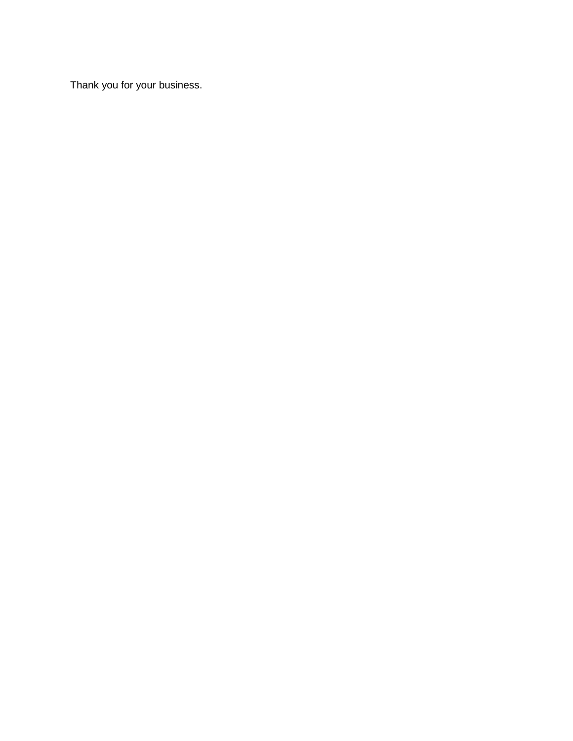Thank you for your business.